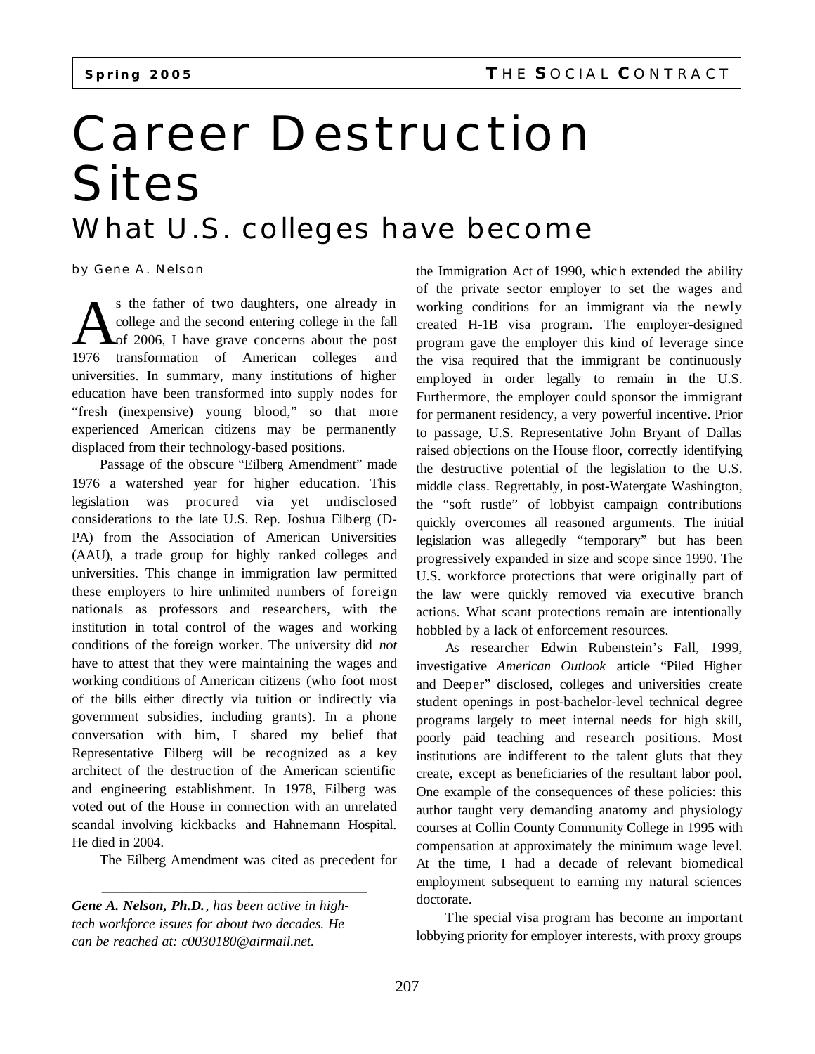# Career Destruction Sites

## What U.S. colleges have become

by Gene A. Nelson

As the father of two daughters, one already in college and the second entering college in the fall of 2006, I have grave concerns about the post 1976 transformation of American colleges and universities. In summary, many institutions of higher education have been transformed into supply nodes for "fresh (inexpensive) young blood," so that more experienced American citizens may be permanently displaced from their technology-based positions.

Passage of the obscure "Eilberg Amendment" made 1976 a watershed year for higher education. This legislation was procured via yet undisclosed considerations to the late U.S. Rep. Joshua Eilberg (D-PA) from the Association of American Universities (AAU), a trade group for highly ranked colleges and universities. This change in immigration law permitted these employers to hire unlimited numbers of foreign nationals as professors and researchers, with the institution in total control of the wages and working conditions of the foreign worker. The university did *not* have to attest that they were maintaining the wages and working conditions of American citizens (who foot most of the bills either directly via tuition or indirectly via government subsidies, including grants). In a phone conversation with him, I shared my belief that Representative Eilberg will be recognized as a key architect of the destruction of the American scientific and engineering establishment. In 1978, Eilberg was voted out of the House in connection with an unrelated scandal involving kickbacks and Hahnemann Hospital. He died in 2004.

The Eilberg Amendment was cited as precedent for the Immigration Act of 1990, which extended the ability of the private sector employer to set the wages and working conditions for an immigrant via the newly created H-1B visa program. The employer-designed program gave the employer this kind of leverage since the visa required that the immigrant be continuously employed in order legally to remain in the U.S. Furthermore, the employer could sponsor the immigrant for permanent residency, a very powerful incentive. Prior to passage, U.S. Representative John Bryant of Dallas raised objections on the House floor, correctly identifying the destructive potential of the legislation to the U.S. middle class. Regrettably, in post-Watergate Washington, the "soft rustle" of lobbyist campaign contributions quickly overcomes all reasoned arguments. The initial legislation was allegedly "temporary" but has been progressively expanded in size and scope since 1990. The U.S. workforce protections that were originally part of the law were quickly removed via executive branch actions. What scant protections remain are intentionally hobbled by a lack of enforcement resources.

As researcher Edwin Rubenstein's Fall, 1999, investigative *American Outlook* article "Piled Higher and Deeper" disclosed, colleges and universities create student openings in post-bachelor-level technical degree programs largely to meet internal needs for high skill, poorly paid teaching and research positions. Most institutions are indifferent to the talent gluts that they create, except as beneficiaries of the resultant labor pool. One example of the consequences of these policies: this author taught very demanding anatomy and physiology courses at Collin County Community College in 1995 with compensation at approximately the minimum wage level. At the time, I had a decade of relevant biomedical employment subsequent to earning my natural sciences doctorate.

The special visa program has become an important lobbying priority for employer interests, with proxy groups

---

***Gene A. Nelson, Ph.D.**, has been active in high-tech workforce issues for about two decades. He can be reached at: c0030180@airmail.net.*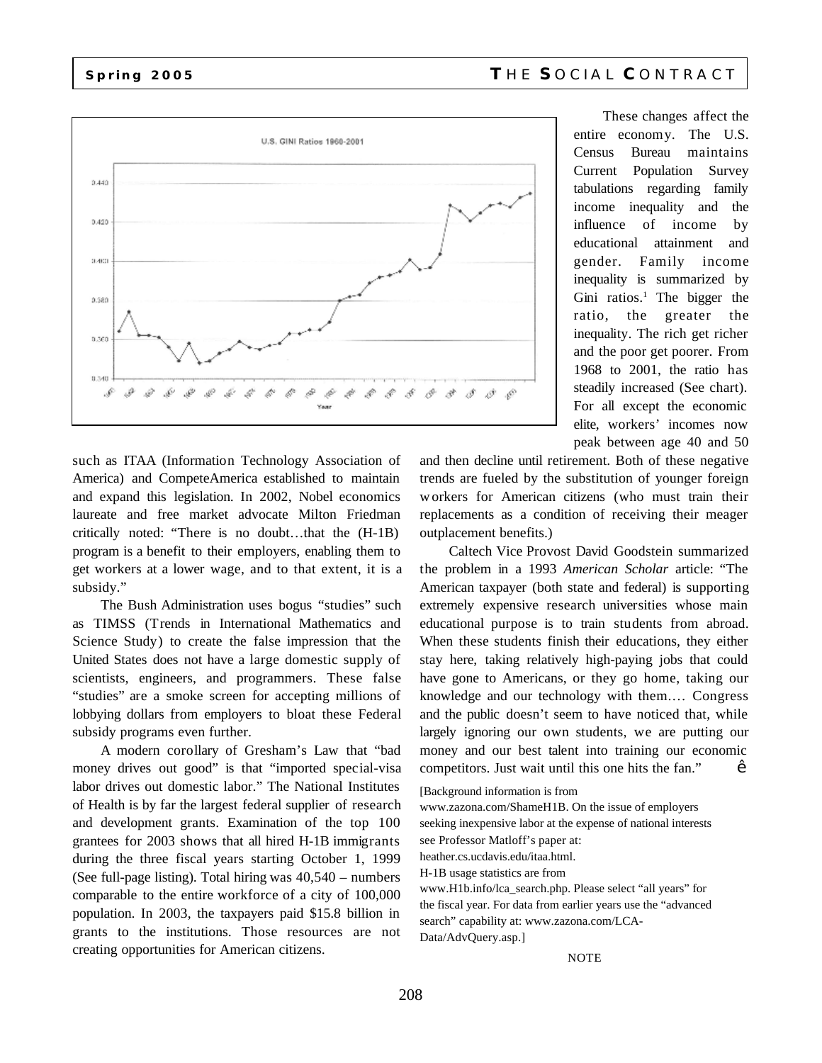U.S. GINI Ratios 1960-2001

These changes affect the entire economy. The U.S. Census Bureau maintains Current Population Survey tabulations regarding family income inequality and the influence of income by educational attainment and gender. Family income inequality is summarized by Gini ratios.[1] The bigger the ratio, the greater the inequality. The rich get richer and the poor get poorer. From 1968 to 2001, the ratio has steadily increased (See chart). For all except the economic elite, workers' incomes now peak between age 40 and 50 and then decline until retirement. Both of these negative trends are fueled by the substitution of younger foreign workers for American citizens (who must train their replacements as a condition of receiving their meager outplacement benefits.)

such as ITAA (Information Technology Association of America) and CompeteAmerica established to maintain and expand this legislation. In 2002, Nobel economics laureate and free market advocate Milton Friedman critically noted: "There is no doubt…that the (H-1B) program is a benefit to their employers, enabling them to get workers at a lower wage, and to that extent, it is a subsidy."

The Bush Administration uses bogus "studies" such as TIMSS (Trends in International Mathematics and Science Study) to create the false impression that the United States does not have a large domestic supply of scientists, engineers, and programmers. These false "studies" are a smoke screen for accepting millions of lobbying dollars from employers to bloat these Federal subsidy programs even further.

A modern corollary of Gresham's Law that "bad money drives out good" is that "imported special-visa labor drives out domestic labor." The National Institutes of Health is by far the largest federal supplier of research and development grants. Examination of the top 100 grantees for 2003 shows that all hired H-1B immigrants during the three fiscal years starting October 1, 1999 (See full-page listing). Total hiring was 40,540 – numbers comparable to the entire workforce of a city of 100,000 population. In 2003, the taxpayers paid $15.8 billion in grants to the institutions. Those resources are not creating opportunities for American citizens.

Caltech Vice Provost David Goodstein summarized the problem in a 1993 *American Scholar* article: "The American taxpayer (both state and federal) is supporting extremely expensive research universities whose main educational purpose is to train students from abroad. When these students finish their educations, they either stay here, taking relatively high-paying jobs that could have gone to Americans, or they go home, taking our knowledge and our technology with them.… Congress and the public doesn't seem to have noticed that, while largely ignoring our own students, we are putting our money and our best talent into training our economic competitors. Just wait until this one hits the fan." ê

[Background information is from www.zazona.com/ShameH1B. On the issue of employers seeking inexpensive labor at the expense of national interests see Professor Matloff's paper at: heather.cs.ucdavis.edu/itaa.html. H-1B usage statistics are from www.H1b.info/lca_search.php. Please select "all years" for the fiscal year. For data from earlier years use the "advanced search" capability at: www.zazona.com/LCA-Data/AdvQuery.asp.]

NOTE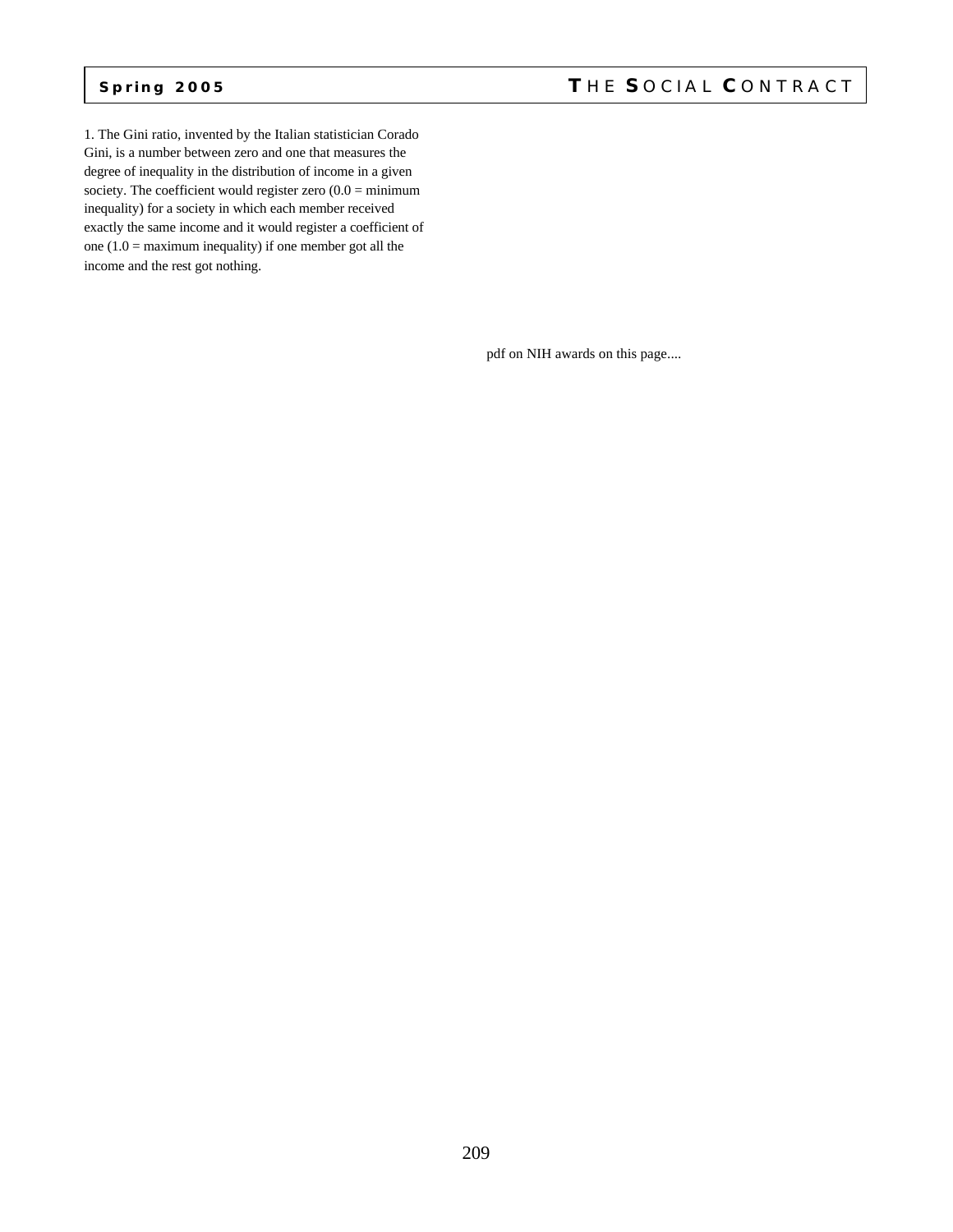1. The Gini ratio, invented by the Italian statistician Corado Gini, is a number between zero and one that measures the degree of inequality in the distribution of income in a given society. The coefficient would register zero (0.0 = minimum inequality) for a society in which each member received exactly the same income and it would register a coefficient of one (1.0 = maximum inequality) if one member got all the income and the rest got nothing.

pdf on NIH awards on this page....